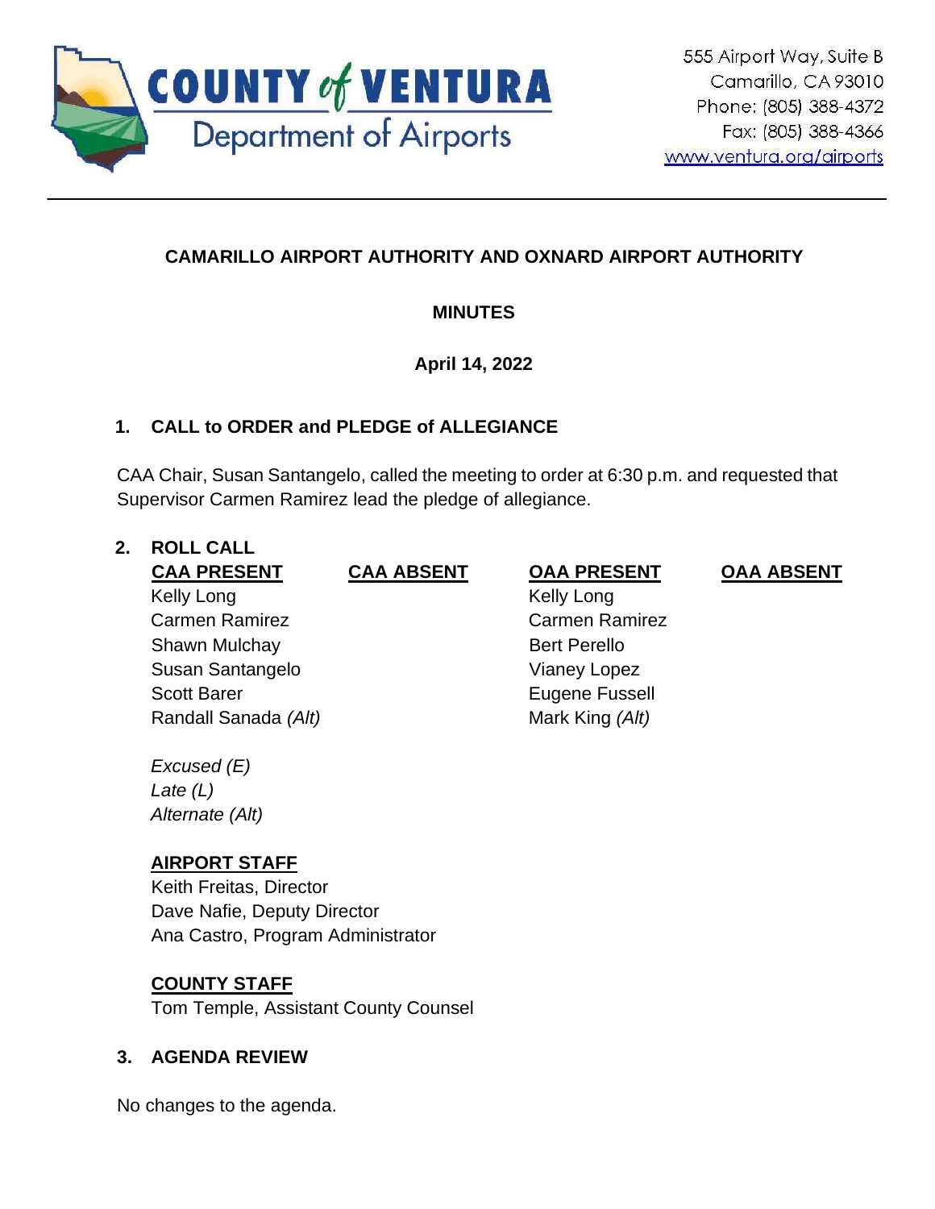COUNTY of VENTURA
Department of Airports

555 Airport Way, Suite B
Camarillo, CA 93010
Phone: (805) 388-4372
Fax: (805) 388-4366
www.ventura.org/airports

---

# CAMARILLO AIRPORT AUTHORITY AND OXNARD AIRPORT AUTHORITY

## MINUTES

**April 14, 2022**

## 1. CALL to ORDER and PLEDGE of ALLEGIANCE

CAA Chair, Susan Santangelo, called the meeting to order at 6:30 p.m. and requested that Supervisor Carmen Ramirez lead the pledge of allegiance.

## 2. ROLL CALL

| CAA PRESENT | CAA ABSENT | OAA PRESENT | OAA ABSENT |
|---|---|---|---|
| Kelly Long | | Kelly Long | |
| Carmen Ramirez | | Carmen Ramirez | |
| Shawn Mulchay | | Bert Perello | |
| Susan Santangelo | | Vianey Lopez | |
| Scott Barer | | Eugene Fussell | |
| Randall Sanada *(Alt)* | | Mark King *(Alt)* | |

*Excused (E)*
*Late (L)*
*Alternate (Alt)*

**AIRPORT STAFF**
Keith Freitas, Director
Dave Nafie, Deputy Director
Ana Castro, Program Administrator

**COUNTY STAFF**
Tom Temple, Assistant County Counsel

## 3. AGENDA REVIEW

No changes to the agenda.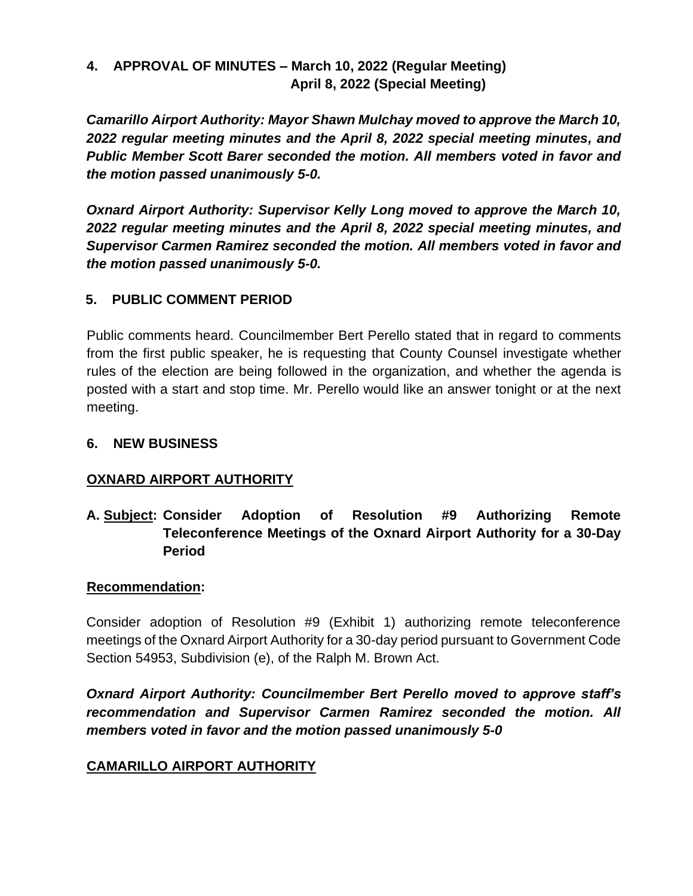**4. APPROVAL OF MINUTES – March 10, 2022 (Regular Meeting)
April 8, 2022 (Special Meeting)**

***Camarillo Airport Authority: Mayor Shawn Mulchay moved to approve the March 10, 2022 regular meeting minutes and the April 8, 2022 special meeting minutes, and Public Member Scott Barer seconded the motion. All members voted in favor and the motion passed unanimously 5-0.***

***Oxnard Airport Authority: Supervisor Kelly Long moved to approve the March 10, 2022 regular meeting minutes and the April 8, 2022 special meeting minutes, and Supervisor Carmen Ramirez seconded the motion. All members voted in favor and the motion passed unanimously 5-0.***

**5. PUBLIC COMMENT PERIOD**

Public comments heard. Councilmember Bert Perello stated that in regard to comments from the first public speaker, he is requesting that County Counsel investigate whether rules of the election are being followed in the organization, and whether the agenda is posted with a start and stop time. Mr. Perello would like an answer tonight or at the next meeting.

**6. NEW BUSINESS**

**<u>OXNARD AIRPORT AUTHORITY</u>**

**A. <u>Subject</u>: Consider Adoption of Resolution #9 Authorizing Remote Teleconference Meetings of the Oxnard Airport Authority for a 30-Day Period**

**<u>Recommendation</u>:**

Consider adoption of Resolution #9 (Exhibit 1) authorizing remote teleconference meetings of the Oxnard Airport Authority for a 30-day period pursuant to Government Code Section 54953, Subdivision (e), of the Ralph M. Brown Act.

***Oxnard Airport Authority: Councilmember Bert Perello moved to approve staff's recommendation and Supervisor Carmen Ramirez seconded the motion. All members voted in favor and the motion passed unanimously 5-0***

**<u>CAMARILLO AIRPORT AUTHORITY</u>**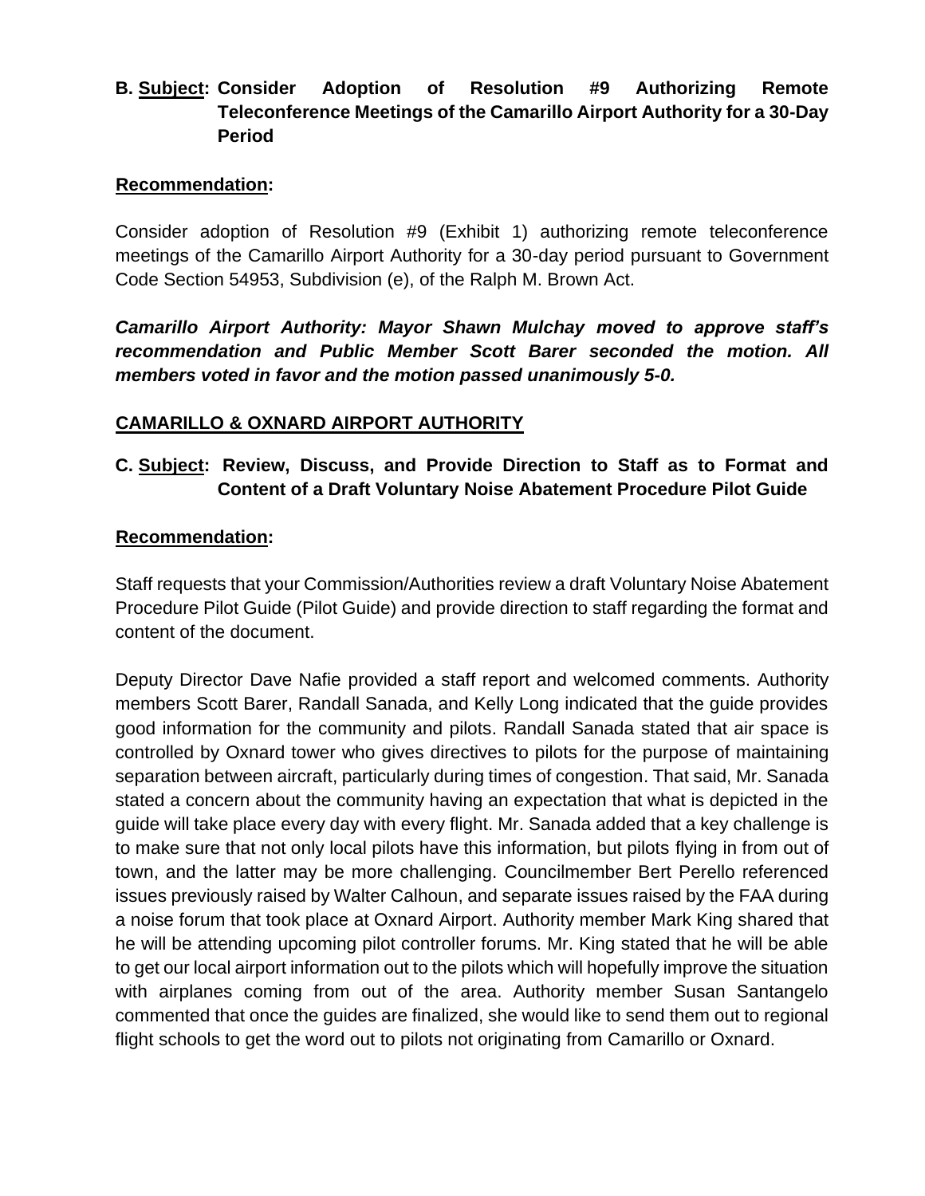**B. <u>Subject</u>: Consider Adoption of Resolution #9 Authorizing Remote Teleconference Meetings of the Camarillo Airport Authority for a 30-Day Period**

**<u>Recommendation</u>:**

Consider adoption of Resolution #9 (Exhibit 1) authorizing remote teleconference meetings of the Camarillo Airport Authority for a 30-day period pursuant to Government Code Section 54953, Subdivision (e), of the Ralph M. Brown Act.

***Camarillo Airport Authority: Mayor Shawn Mulchay moved to approve staff's recommendation and Public Member Scott Barer seconded the motion. All members voted in favor and the motion passed unanimously 5-0.***

**<u>CAMARILLO & OXNARD AIRPORT AUTHORITY</u>**

**C. <u>Subject</u>: Review, Discuss, and Provide Direction to Staff as to Format and Content of a Draft Voluntary Noise Abatement Procedure Pilot Guide**

**<u>Recommendation</u>:**

Staff requests that your Commission/Authorities review a draft Voluntary Noise Abatement Procedure Pilot Guide (Pilot Guide) and provide direction to staff regarding the format and content of the document.

Deputy Director Dave Nafie provided a staff report and welcomed comments. Authority members Scott Barer, Randall Sanada, and Kelly Long indicated that the guide provides good information for the community and pilots. Randall Sanada stated that air space is controlled by Oxnard tower who gives directives to pilots for the purpose of maintaining separation between aircraft, particularly during times of congestion. That said, Mr. Sanada stated a concern about the community having an expectation that what is depicted in the guide will take place every day with every flight. Mr. Sanada added that a key challenge is to make sure that not only local pilots have this information, but pilots flying in from out of town, and the latter may be more challenging. Councilmember Bert Perello referenced issues previously raised by Walter Calhoun, and separate issues raised by the FAA during a noise forum that took place at Oxnard Airport. Authority member Mark King shared that he will be attending upcoming pilot controller forums. Mr. King stated that he will be able to get our local airport information out to the pilots which will hopefully improve the situation with airplanes coming from out of the area. Authority member Susan Santangelo commented that once the guides are finalized, she would like to send them out to regional flight schools to get the word out to pilots not originating from Camarillo or Oxnard.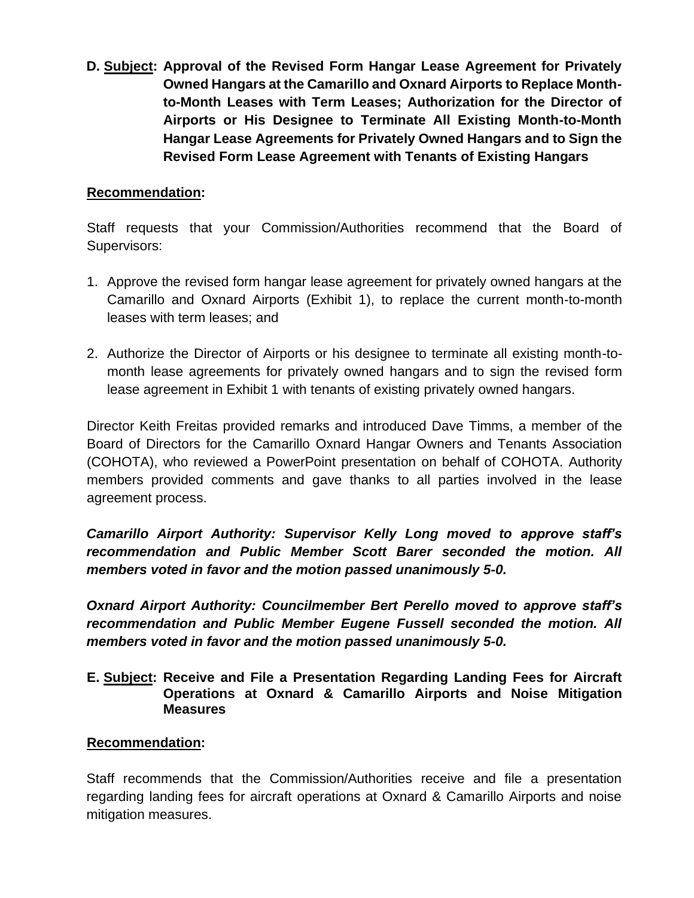**D. <u>Subject</u>: Approval of the Revised Form Hangar Lease Agreement for Privately Owned Hangars at the Camarillo and Oxnard Airports to Replace Month-to-Month Leases with Term Leases; Authorization for the Director of Airports or His Designee to Terminate All Existing Month-to-Month Hangar Lease Agreements for Privately Owned Hangars and to Sign the Revised Form Lease Agreement with Tenants of Existing Hangars**

**<u>Recommendation</u>:**

Staff requests that your Commission/Authorities recommend that the Board of Supervisors:

1. Approve the revised form hangar lease agreement for privately owned hangars at the Camarillo and Oxnard Airports (Exhibit 1), to replace the current month-to-month leases with term leases; and

2. Authorize the Director of Airports or his designee to terminate all existing month-to-month lease agreements for privately owned hangars and to sign the revised form lease agreement in Exhibit 1 with tenants of existing privately owned hangars.

Director Keith Freitas provided remarks and introduced Dave Timms, a member of the Board of Directors for the Camarillo Oxnard Hangar Owners and Tenants Association (COHOTA), who reviewed a PowerPoint presentation on behalf of COHOTA. Authority members provided comments and gave thanks to all parties involved in the lease agreement process.

***Camarillo Airport Authority: Supervisor Kelly Long moved to approve staff's recommendation and Public Member Scott Barer seconded the motion. All members voted in favor and the motion passed unanimously 5-0.***

***Oxnard Airport Authority: Councilmember Bert Perello moved to approve staff's recommendation and Public Member Eugene Fussell seconded the motion. All members voted in favor and the motion passed unanimously 5-0.***

**E. <u>Subject</u>: Receive and File a Presentation Regarding Landing Fees for Aircraft Operations at Oxnard & Camarillo Airports and Noise Mitigation Measures**

**<u>Recommendation</u>:**

Staff recommends that the Commission/Authorities receive and file a presentation regarding landing fees for aircraft operations at Oxnard & Camarillo Airports and noise mitigation measures.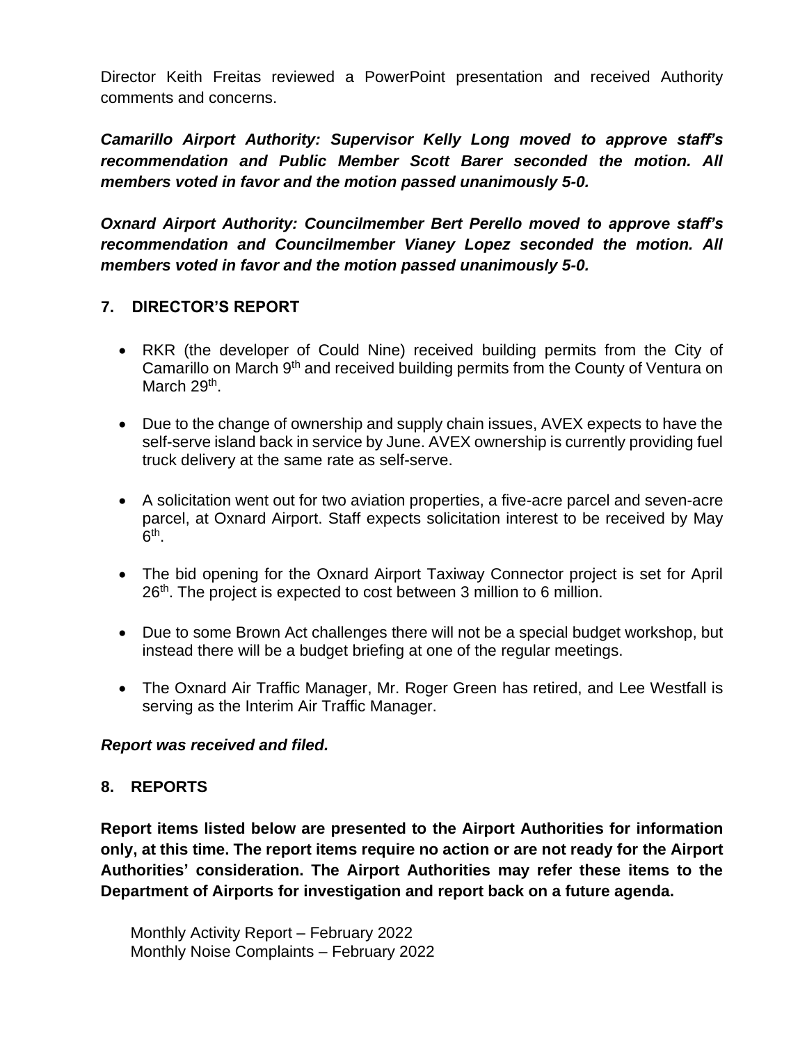Director Keith Freitas reviewed a PowerPoint presentation and received Authority comments and concerns.

***Camarillo Airport Authority: Supervisor Kelly Long moved to approve staff's recommendation and Public Member Scott Barer seconded the motion. All members voted in favor and the motion passed unanimously 5-0.***

***Oxnard Airport Authority: Councilmember Bert Perello moved to approve staff's recommendation and Councilmember Vianey Lopez seconded the motion. All members voted in favor and the motion passed unanimously 5-0.***

## 7. DIRECTOR'S REPORT

- RKR (the developer of Could Nine) received building permits from the City of Camarillo on March 9th and received building permits from the County of Ventura on March 29th.
- Due to the change of ownership and supply chain issues, AVEX expects to have the self-serve island back in service by June. AVEX ownership is currently providing fuel truck delivery at the same rate as self-serve.
- A solicitation went out for two aviation properties, a five-acre parcel and seven-acre parcel, at Oxnard Airport. Staff expects solicitation interest to be received by May 6th.
- The bid opening for the Oxnard Airport Taxiway Connector project is set for April 26th. The project is expected to cost between 3 million to 6 million.
- Due to some Brown Act challenges there will not be a special budget workshop, but instead there will be a budget briefing at one of the regular meetings.
- The Oxnard Air Traffic Manager, Mr. Roger Green has retired, and Lee Westfall is serving as the Interim Air Traffic Manager.

***Report was received and filed.***

## 8. REPORTS

**Report items listed below are presented to the Airport Authorities for information only, at this time. The report items require no action or are not ready for the Airport Authorities' consideration. The Airport Authorities may refer these items to the Department of Airports for investigation and report back on a future agenda.**

Monthly Activity Report – February 2022
Monthly Noise Complaints – February 2022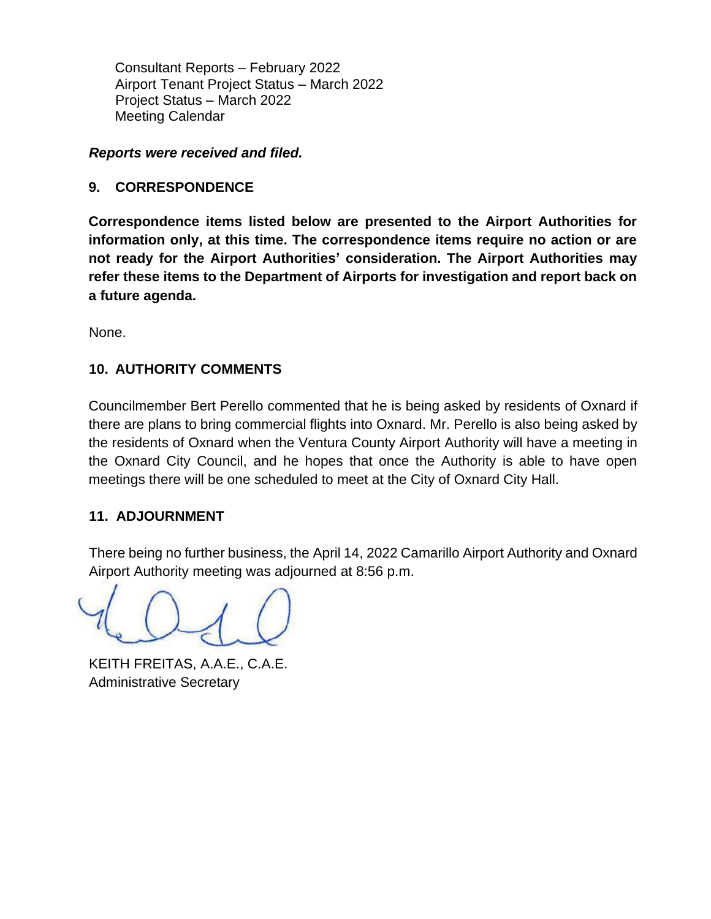Consultant Reports – February 2022
Airport Tenant Project Status – March 2022
Project Status – March 2022
Meeting Calendar

***Reports were received and filed.***

## 9. CORRESPONDENCE

**Correspondence items listed below are presented to the Airport Authorities for information only, at this time. The correspondence items require no action or are not ready for the Airport Authorities' consideration. The Airport Authorities may refer these items to the Department of Airports for investigation and report back on a future agenda.**

None.

## 10. AUTHORITY COMMENTS

Councilmember Bert Perello commented that he is being asked by residents of Oxnard if there are plans to bring commercial flights into Oxnard. Mr. Perello is also being asked by the residents of Oxnard when the Ventura County Airport Authority will have a meeting in the Oxnard City Council, and he hopes that once the Authority is able to have open meetings there will be one scheduled to meet at the City of Oxnard City Hall.

## 11. ADJOURNMENT

There being no further business, the April 14, 2022 Camarillo Airport Authority and Oxnard Airport Authority meeting was adjourned at 8:56 p.m.

KEITH FREITAS, A.A.E., C.A.E.
Administrative Secretary